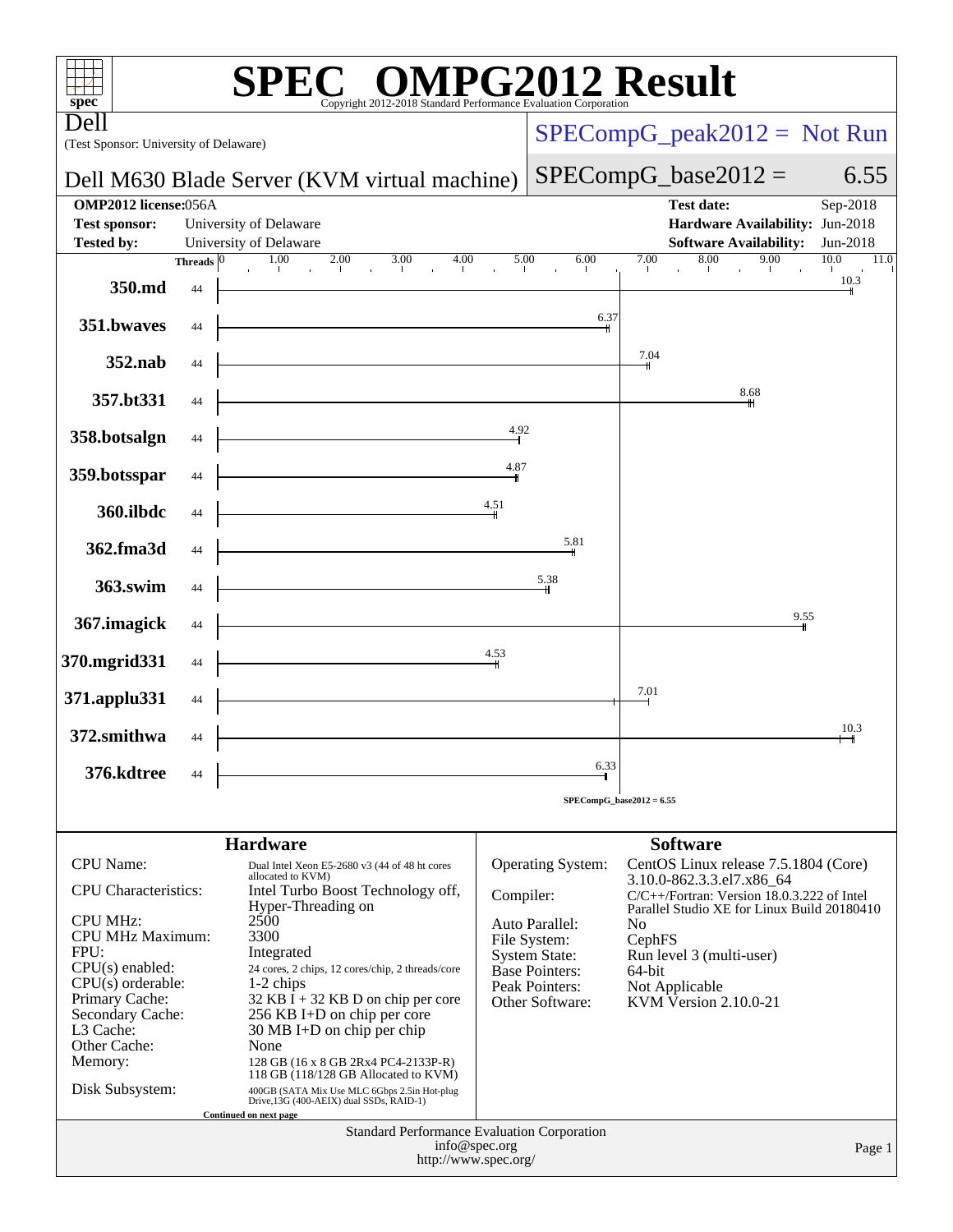# SPEC OMPG2012 Result

Copyright 2012-2018 Standard Performance Evaluation Corporation

**Dell**
(Test Sponsor: University of Delaware)

**Dell M630 Blade Server (KVM virtual machine)**

SPECompG_peak2012 = Not Run

SPECompG_base2012 = 6.55

| | | | |
|---|---|---|---|
| **OMP2012 license:** | 056A | **Test date:** | Sep-2018 |
| **Test sponsor:** | University of Delaware | **Hardware Availability:** | Jun-2018 |
| **Tested by:** | University of Delaware | **Software Availability:** | Jun-2018 |

| Benchmark | Threads | Base Ratio |
|---|---|---|
| 350.md | 44 | 10.3 |
| 351.bwaves | 44 | 6.37 |
| 352.nab | 44 | 7.04 |
| 357.bt331 | 44 | 8.68 |
| 358.botsalgn | 44 | 4.92 |
| 359.botsspar | 44 | 4.87 |
| 360.ilbdc | 44 | 4.51 |
| 362.fma3d | 44 | 5.81 |
| 363.swim | 44 | 5.38 |
| 367.imagick | 44 | 9.55 |
| 370.mgrid331 | 44 | 4.53 |
| 371.applu331 | 44 | 7.01 |
| 372.smithwa | 44 | 10.3 |
| 376.kdtree | 44 | 6.33 |

SPECompG_base2012 = 6.55

## Hardware

| | |
|---|---|
| CPU Name: | Dual Intel Xeon E5-2680 v3 (44 of 48 ht cores allocated to KVM) |
| CPU Characteristics: | Intel Turbo Boost Technology off, Hyper-Threading on |
| CPU MHz: | 2500 |
| CPU MHz Maximum: | 3300 |
| FPU: | Integrated |
| CPU(s) enabled: | 24 cores, 2 chips, 12 cores/chip, 2 threads/core |
| CPU(s) orderable: | 1-2 chips |
| Primary Cache: | 32 KB I + 32 KB D on chip per core |
| Secondary Cache: | 256 KB I+D on chip per core |
| L3 Cache: | 30 MB I+D on chip per chip |
| Other Cache: | None |
| Memory: | 128 GB (16 x 8 GB 2Rx4 PC4-2133P-R) 118 GB (118/128 GB Allocated to KVM) |
| Disk Subsystem: | 400GB (SATA Mix Use MLC 6Gbps 2.5in Hot-plug Drive,13G (400-AEIX) dual SSDs, RAID-1) |

Continued on next page

## Software

| | |
|---|---|
| Operating System: | CentOS Linux release 7.5.1804 (Core) 3.10.0-862.3.3.el7.x86_64 |
| Compiler: | C/C++/Fortran: Version 18.0.3.222 of Intel Parallel Studio XE for Linux Build 20180410 |
| Auto Parallel: | No |
| File System: | CephFS |
| System State: | Run level 3 (multi-user) |
| Base Pointers: | 64-bit |
| Peak Pointers: | Not Applicable |
| Other Software: | KVM Version 2.10.0-21 |

Standard Performance Evaluation Corporation
info@spec.org
http://www.spec.org/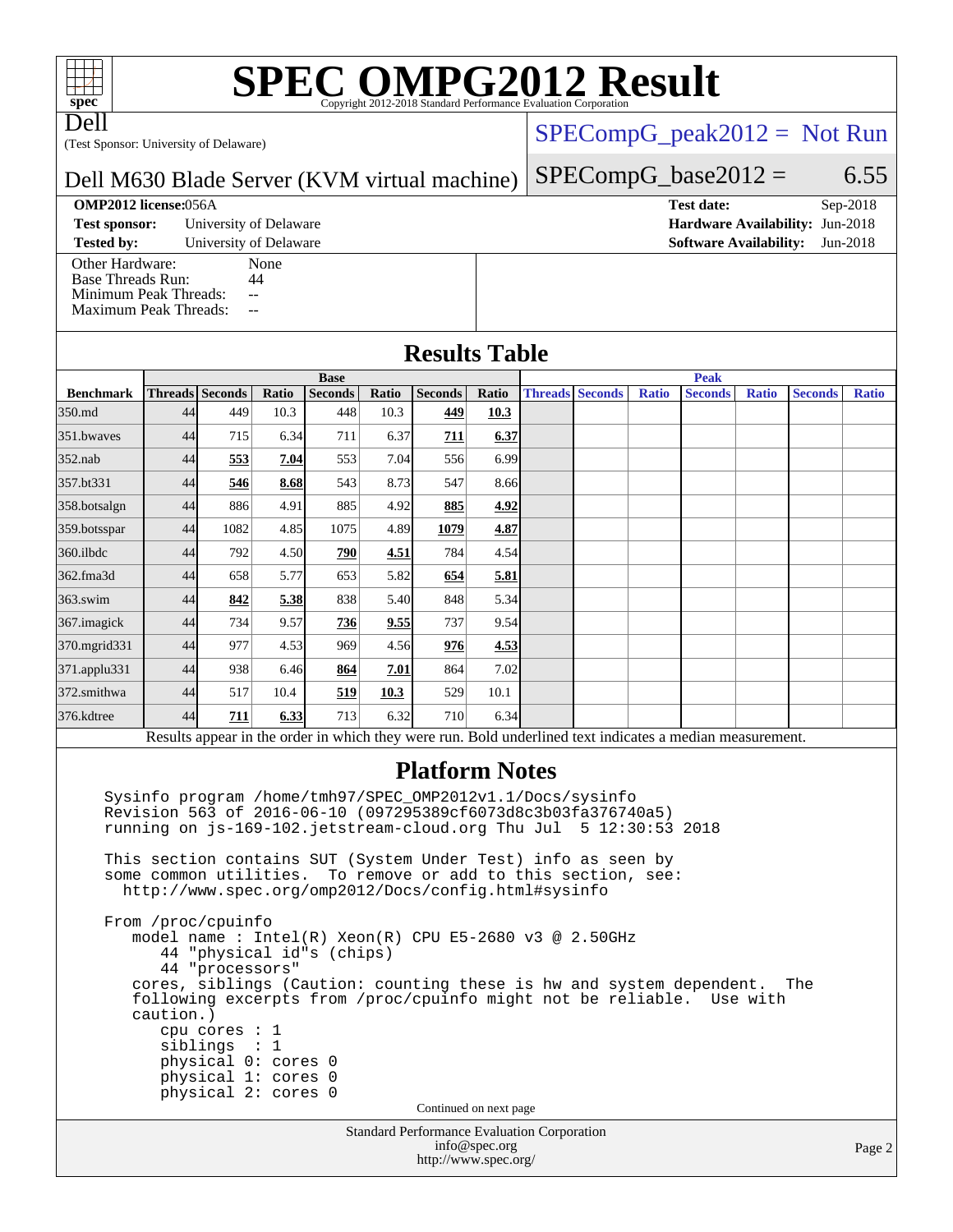# SPEC OMPG2012 Result

Copyright 2012-2018 Standard Performance Evaluation Corporation

Dell
(Test Sponsor: University of Delaware)

Dell M630 Blade Server (KVM virtual machine)

SPECompG_peak2012 = Not Run

SPECompG_base2012 = 6.55

**OMP2012 license:** 056A
**Test sponsor:** University of Delaware
**Tested by:** University of Delaware

**Test date:** Sep-2018
**Hardware Availability:** Jun-2018
**Software Availability:** Jun-2018

Other Hardware: None
Base Threads Run: 44
Minimum Peak Threads: --
Maximum Peak Threads: --

## Results Table

| Benchmark | Base | | | | | | | Peak | | | | | | |
|---|---|---|---|---|---|---|---|---|---|---|---|---|---|---|
| | Threads | Seconds | Ratio | Seconds | Ratio | Seconds | Ratio | Threads | Seconds | Ratio | Seconds | Ratio | Seconds | Ratio |
| 350.md | 44 | 449 | 10.3 | 448 | 10.3 | **449** | **10.3** | | | | | | | |
| 351.bwaves | 44 | 715 | 6.34 | 711 | 6.37 | **711** | **6.37** | | | | | | | |
| 352.nab | 44 | **553** | **7.04** | 553 | 7.04 | 556 | 6.99 | | | | | | | |
| 357.bt331 | 44 | **546** | **8.68** | 543 | 8.73 | 547 | 8.66 | | | | | | | |
| 358.botsalgn | 44 | 886 | 4.91 | 885 | 4.92 | **885** | **4.92** | | | | | | | |
| 359.botsspar | 44 | 1082 | 4.85 | 1075 | 4.89 | **1079** | **4.87** | | | | | | | |
| 360.ilbdc | 44 | 792 | 4.50 | **790** | **4.51** | 784 | 4.54 | | | | | | | |
| 362.fma3d | 44 | 658 | 5.77 | 653 | 5.82 | **654** | **5.81** | | | | | | | |
| 363.swim | 44 | **842** | **5.38** | 838 | 5.40 | 848 | 5.34 | | | | | | | |
| 367.imagick | 44 | 734 | 9.57 | **736** | **9.55** | 737 | 9.54 | | | | | | | |
| 370.mgrid331 | 44 | 977 | 4.53 | 969 | 4.56 | **976** | **4.53** | | | | | | | |
| 371.applu331 | 44 | 938 | 6.46 | **864** | **7.01** | 864 | 7.02 | | | | | | | |
| 372.smithwa | 44 | 517 | 10.4 | **519** | **10.3** | 529 | 10.1 | | | | | | | |
| 376.kdtree | 44 | **711** | **6.33** | 713 | 6.32 | 710 | 6.34 | | | | | | | |

Results appear in the order in which they were run. Bold underlined text indicates a median measurement.

## Platform Notes

```
Sysinfo program /home/tmh97/SPEC_OMP2012v1.1/Docs/sysinfo
Revision 563 of 2016-06-10 (097295389cf6073d8c3b03fa376740a5)
running on js-169-102.jetstream-cloud.org Thu Jul  5 12:30:53 2018

This section contains SUT (System Under Test) info as seen by
some common utilities.  To remove or add to this section, see:
  http://www.spec.org/omp2012/Docs/config.html#sysinfo

From /proc/cpuinfo
   model name : Intel(R) Xeon(R) CPU E5-2680 v3 @ 2.50GHz
      44 "physical id"s (chips)
      44 "processors"
   cores, siblings (Caution: counting these is hw and system dependent.  The
   following excerpts from /proc/cpuinfo might not be reliable.  Use with
   caution.)
      cpu cores : 1
      siblings  : 1
      physical 0: cores 0
      physical 1: cores 0
      physical 2: cores 0
```

Continued on next page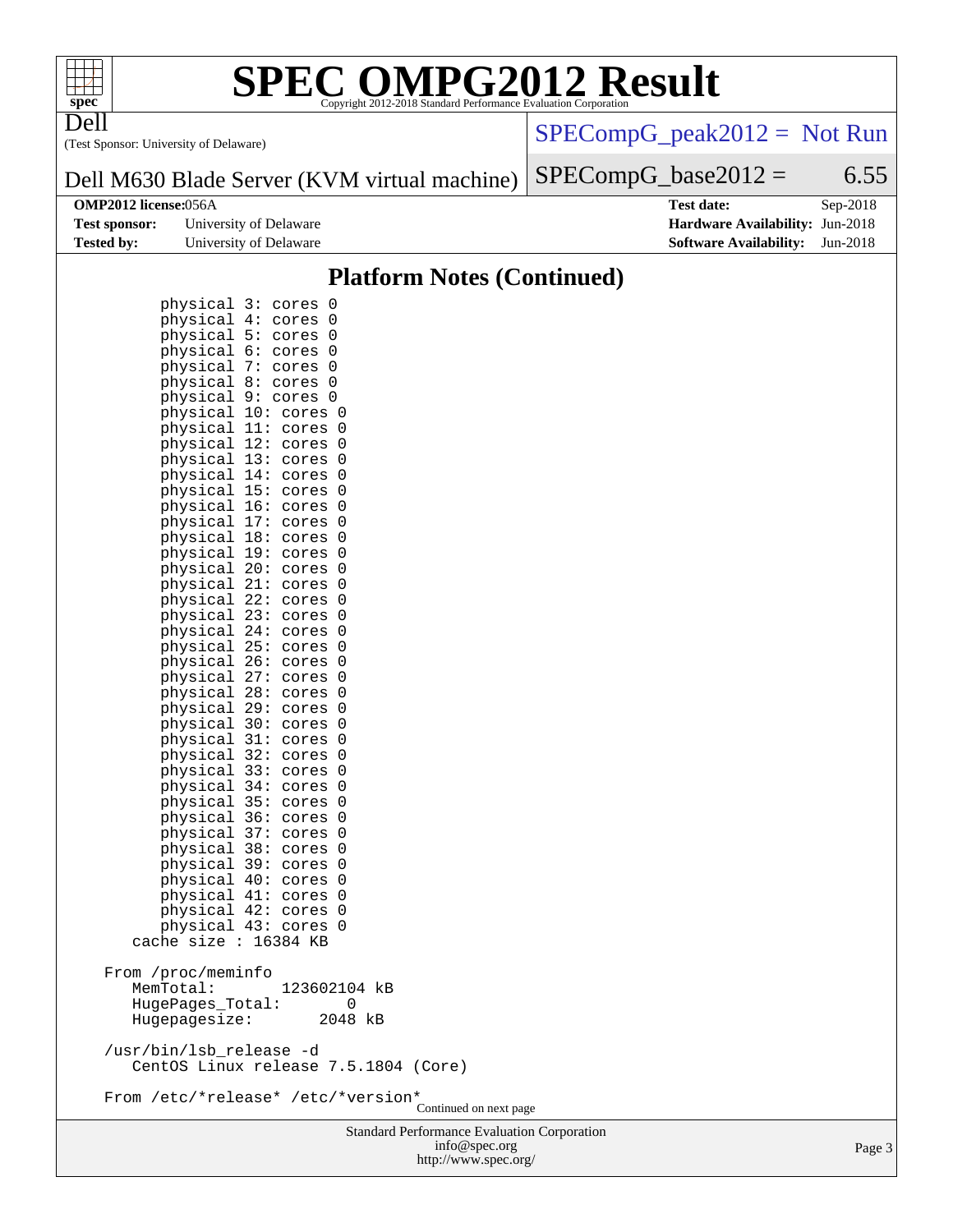Dell

(Test Sponsor: University of Delaware)

Dell M630 Blade Server (KVM virtual machine)

SPECompG_peak2012 = Not Run

SPECompG_base2012 = 6.55

**OMP2012 license:** 056A
**Test sponsor:** University of Delaware
**Tested by:** University of Delaware

**Test date:** Sep-2018
**Hardware Availability:** Jun-2018
**Software Availability:** Jun-2018

## Platform Notes (Continued)

```
        physical 3: cores 0
        physical 4: cores 0
        physical 5: cores 0
        physical 6: cores 0
        physical 7: cores 0
        physical 8: cores 0
        physical 9: cores 0
        physical 10: cores 0
        physical 11: cores 0
        physical 12: cores 0
        physical 13: cores 0
        physical 14: cores 0
        physical 15: cores 0
        physical 16: cores 0
        physical 17: cores 0
        physical 18: cores 0
        physical 19: cores 0
        physical 20: cores 0
        physical 21: cores 0
        physical 22: cores 0
        physical 23: cores 0
        physical 24: cores 0
        physical 25: cores 0
        physical 26: cores 0
        physical 27: cores 0
        physical 28: cores 0
        physical 29: cores 0
        physical 30: cores 0
        physical 31: cores 0
        physical 32: cores 0
        physical 33: cores 0
        physical 34: cores 0
        physical 35: cores 0
        physical 36: cores 0
        physical 37: cores 0
        physical 38: cores 0
        physical 39: cores 0
        physical 40: cores 0
        physical 41: cores 0
        physical 42: cores 0
        physical 43: cores 0
     cache size : 16384 KB

  From /proc/meminfo
     MemTotal:       123602104 kB
     HugePages_Total:       0
     Hugepagesize:       2048 kB

  /usr/bin/lsb_release -d
     CentOS Linux release 7.5.1804 (Core)

  From /etc/*release* /etc/*version*
```

Continued on next page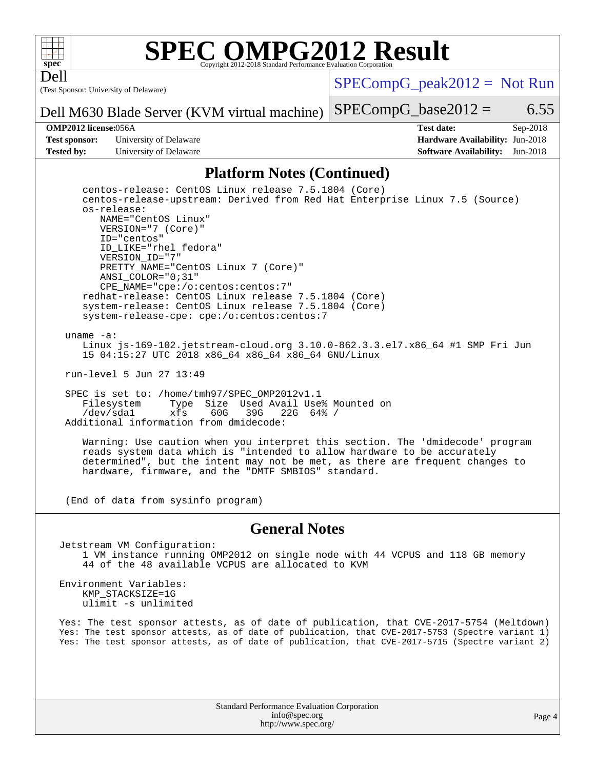## Platform Notes (Continued)

```
    centos-release: CentOS Linux release 7.5.1804 (Core)
    centos-release-upstream: Derived from Red Hat Enterprise Linux 7.5 (Source)
    os-release:
       NAME="CentOS Linux"
       VERSION="7 (Core)"
       ID="centos"
       ID_LIKE="rhel fedora"
       VERSION_ID="7"
       PRETTY_NAME="CentOS Linux 7 (Core)"
       ANSI_COLOR="0;31"
       CPE_NAME="cpe:/o:centos:centos:7"
    redhat-release: CentOS Linux release 7.5.1804 (Core)
    system-release: CentOS Linux release 7.5.1804 (Core)
    system-release-cpe: cpe:/o:centos:centos:7

 uname -a:
    Linux js-169-102.jetstream-cloud.org 3.10.0-862.3.3.el7.x86_64 #1 SMP Fri Jun
    15 04:15:27 UTC 2018 x86_64 x86_64 x86_64 GNU/Linux

 run-level 5 Jun 27 13:49

 SPEC is set to: /home/tmh97/SPEC_OMP2012v1.1
    Filesystem     Type  Size  Used Avail Use% Mounted on
    /dev/sda1      xfs    60G   39G   22G  64% /
 Additional information from dmidecode:

    Warning: Use caution when you interpret this section. The 'dmidecode' program
    reads system data which is "intended to allow hardware to be accurately
    determined", but the intent may not be met, as there are frequent changes to
    hardware, firmware, and the "DMTF SMBIOS" standard.


 (End of data from sysinfo program)
```

## General Notes

```
Jetstream VM Configuration:
    1 VM instance running OMP2012 on single node with 44 VCPUS and 118 GB memory
    44 of the 48 available VCPUS are allocated to KVM

Environment Variables:
    KMP_STACKSIZE=1G
    ulimit -s unlimited

Yes: The test sponsor attests, as of date of publication, that CVE-2017-5754 (Meltdown)
Yes: The test sponsor attests, as of date of publication, that CVE-2017-5753 (Spectre variant 1)
Yes: The test sponsor attests, as of date of publication, that CVE-2017-5715 (Spectre variant 2)
```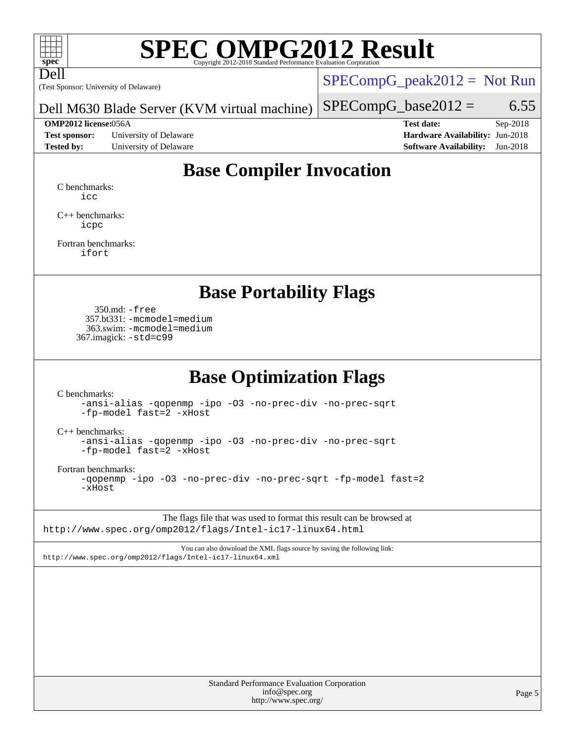# SPEC OMPG2012 Result

Copyright 2012-2018 Standard Performance Evaluation Corporation

Dell
(Test Sponsor: University of Delaware)

Dell M630 Blade Server (KVM virtual machine)

SPECompG_peak2012 = Not Run

SPECompG_base2012 = 6.55

**OMP2012 license:** 056A
**Test sponsor:** University of Delaware
**Tested by:** University of Delaware

**Test date:** Sep-2018
**Hardware Availability:** Jun-2018
**Software Availability:** Jun-2018

## Base Compiler Invocation

C benchmarks:
icc

C++ benchmarks:
icpc

Fortran benchmarks:
ifort

## Base Portability Flags

350.md: -free
357.bt331: -mcmodel=medium
363.swim: -mcmodel=medium
367.imagick: -std=c99

## Base Optimization Flags

C benchmarks:
-ansi-alias -qopenmp -ipo -O3 -no-prec-div -no-prec-sqrt -fp-model fast=2 -xHost

C++ benchmarks:
-ansi-alias -qopenmp -ipo -O3 -no-prec-div -no-prec-sqrt -fp-model fast=2 -xHost

Fortran benchmarks:
-qopenmp -ipo -O3 -no-prec-div -no-prec-sqrt -fp-model fast=2 -xHost

The flags file that was used to format this result can be browsed at
http://www.spec.org/omp2012/flags/Intel-ic17-linux64.html

You can also download the XML flags source by saving the following link:
http://www.spec.org/omp2012/flags/Intel-ic17-linux64.xml

Standard Performance Evaluation Corporation
info@spec.org
http://www.spec.org/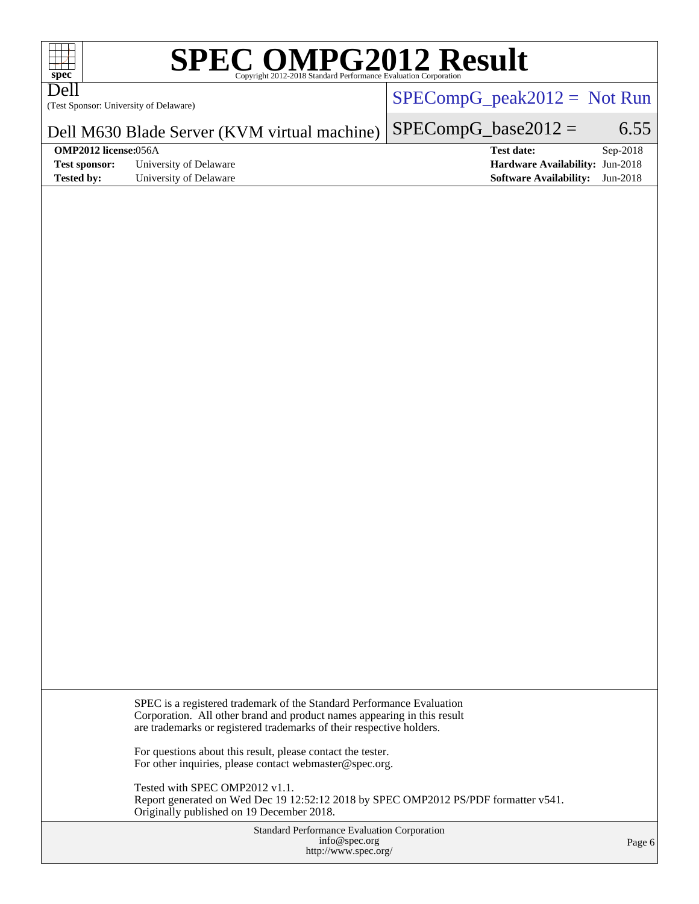SPEC is a registered trademark of the Standard Performance Evaluation Corporation. All other brand and product names appearing in this result are trademarks or registered trademarks of their respective holders.

For questions about this result, please contact the tester.
For other inquiries, please contact webmaster@spec.org.

Tested with SPEC OMP2012 v1.1.
Report generated on Wed Dec 19 12:52:12 2018 by SPEC OMP2012 PS/PDF formatter v541.
Originally published on 19 December 2018.